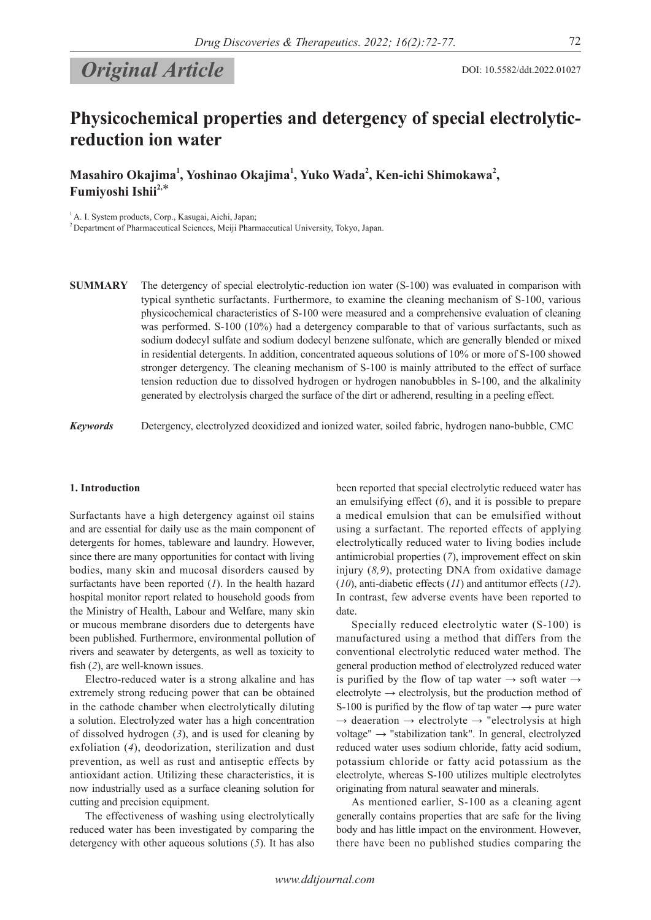*Original Article*

DOI: 10.5582/ddt.2022.01027

# Physicochemical properties and detergency of special electrolytic-reduction ion water

**Masahiro Okajima[1], Yoshinao Okajima[1], Yuko Wada[2], Ken-ichi Shimokawa[2], Fumiyoshi Ishii[2,*]**

[1] A. I. System products, Corp., Kasugai, Aichi, Japan;

[2] Department of Pharmaceutical Sciences, Meiji Pharmaceutical University, Tokyo, Japan.

**SUMMARY** The detergency of special electrolytic-reduction ion water (S-100) was evaluated in comparison with typical synthetic surfactants. Furthermore, to examine the cleaning mechanism of S-100, various physicochemical characteristics of S-100 were measured and a comprehensive evaluation of cleaning was performed. S-100 (10%) had a detergency comparable to that of various surfactants, such as sodium dodecyl sulfate and sodium dodecyl benzene sulfonate, which are generally blended or mixed in residential detergents. In addition, concentrated aqueous solutions of 10% or more of S-100 showed stronger detergency. The cleaning mechanism of S-100 is mainly attributed to the effect of surface tension reduction due to dissolved hydrogen or hydrogen nanobubbles in S-100, and the alkalinity generated by electrolysis charged the surface of the dirt or adherend, resulting in a peeling effect.

***Keywords*** Detergency, electrolyzed deoxidized and ionized water, soiled fabric, hydrogen nano-bubble, CMC

## 1. Introduction

Surfactants have a high detergency against oil stains and are essential for daily use as the main component of detergents for homes, tableware and laundry. However, since there are many opportunities for contact with living bodies, many skin and mucosal disorders caused by surfactants have been reported (*1*). In the health hazard hospital monitor report related to household goods from the Ministry of Health, Labour and Welfare, many skin or mucous membrane disorders due to detergents have been published. Furthermore, environmental pollution of rivers and seawater by detergents, as well as toxicity to fish (*2*), are well-known issues.

Electro-reduced water is a strong alkaline and has extremely strong reducing power that can be obtained in the cathode chamber when electrolytically diluting a solution. Electrolyzed water has a high concentration of dissolved hydrogen (*3*), and is used for cleaning by exfoliation (*4*), deodorization, sterilization and dust prevention, as well as rust and antiseptic effects by antioxidant action. Utilizing these characteristics, it is now industrially used as a surface cleaning solution for cutting and precision equipment.

The effectiveness of washing using electrolytically reduced water has been investigated by comparing the detergency with other aqueous solutions (*5*). It has also been reported that special electrolytic reduced water has an emulsifying effect (*6*), and it is possible to prepare a medical emulsion that can be emulsified without using a surfactant. The reported effects of applying electrolytically reduced water to living bodies include antimicrobial properties (*7*), improvement effect on skin injury (*8,9*), protecting DNA from oxidative damage (*10*), anti-diabetic effects (*11*) and antitumor effects (*12*). In contrast, few adverse events have been reported to date.

Specially reduced electrolytic water (S-100) is manufactured using a method that differs from the conventional electrolytic reduced water method. The general production method of electrolyzed reduced water is purified by the flow of tap water → soft water → electrolyte → electrolysis, but the production method of S-100 is purified by the flow of tap water → pure water → deaeration → electrolyte → "electrolysis at high voltage" → "stabilization tank". In general, electrolyzed reduced water uses sodium chloride, fatty acid sodium, potassium chloride or fatty acid potassium as the electrolyte, whereas S-100 utilizes multiple electrolytes originating from natural seawater and minerals.

As mentioned earlier, S-100 as a cleaning agent generally contains properties that are safe for the living body and has little impact on the environment. However, there have been no published studies comparing the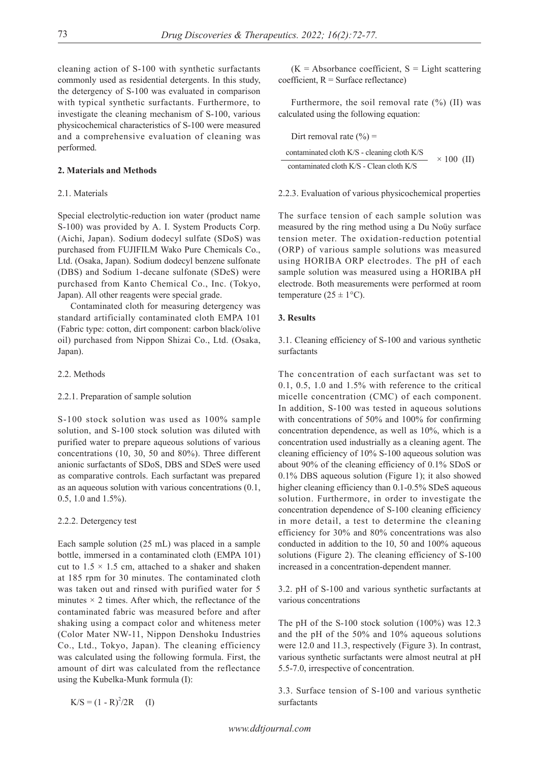cleaning action of S-100 with synthetic surfactants commonly used as residential detergents. In this study, the detergency of S-100 was evaluated in comparison with typical synthetic surfactants. Furthermore, to investigate the cleaning mechanism of S-100, various physicochemical characteristics of S-100 were measured and a comprehensive evaluation of cleaning was performed.

## 2. Materials and Methods

### 2.1. Materials

Special electrolytic-reduction ion water (product name S-100) was provided by A. I. System Products Corp. (Aichi, Japan). Sodium dodecyl sulfate (SDoS) was purchased from FUJIFILM Wako Pure Chemicals Co., Ltd. (Osaka, Japan). Sodium dodecyl benzene sulfonate (DBS) and Sodium 1-decane sulfonate (SDeS) were purchased from Kanto Chemical Co., Inc. (Tokyo, Japan). All other reagents were special grade.

Contaminated cloth for measuring detergency was standard artificially contaminated cloth EMPA 101 (Fabric type: cotton, dirt component: carbon black/olive oil) purchased from Nippon Shizai Co., Ltd. (Osaka, Japan).

### 2.2. Methods

#### 2.2.1. Preparation of sample solution

S-100 stock solution was used as 100% sample solution, and S-100 stock solution was diluted with purified water to prepare aqueous solutions of various concentrations (10, 30, 50 and 80%). Three different anionic surfactants of SDoS, DBS and SDeS were used as comparative controls. Each surfactant was prepared as an aqueous solution with various concentrations (0.1, 0.5, 1.0 and 1.5%).

#### 2.2.2. Detergency test

Each sample solution (25 mL) was placed in a sample bottle, immersed in a contaminated cloth (EMPA 101) cut to $1.5 \times 1.5$ cm, attached to a shaker and shaken at 185 rpm for 30 minutes. The contaminated cloth was taken out and rinsed with purified water for 5 minutes $\times$ 2 times. After which, the reflectance of the contaminated fabric was measured before and after shaking using a compact color and whiteness meter (Color Mater NW-11, Nippon Denshoku Industries Co., Ltd., Tokyo, Japan). The cleaning efficiency was calculated using the following formula. First, the amount of dirt was calculated from the reflectance using the Kubelka-Munk formula (I):

$$K/S = (1 - R)^2/2R \quad \text{(I)}$$

($K$ = Absorbance coefficient, $S$ = Light scattering coefficient, $R$ = Surface reflectance)

Furthermore, the soil removal rate (%) (II) was calculated using the following equation:

$$\text{Dirt removal rate (\%)} = \frac{\text{contaminated cloth K/S - cleaning cloth K/S}}{\text{contaminated cloth K/S - Clean cloth K/S}} \times 100 \quad \text{(II)}$$

#### 2.2.3. Evaluation of various physicochemical properties

The surface tension of each sample solution was measured by the ring method using a Du Noüy surface tension meter. The oxidation-reduction potential (ORP) of various sample solutions was measured using HORIBA ORP electrodes. The pH of each sample solution was measured using a HORIBA pH electrode. Both measurements were performed at room temperature ($25 \pm 1$°C).

## 3. Results

### 3.1. Cleaning efficiency of S-100 and various synthetic surfactants

The concentration of each surfactant was set to 0.1, 0.5, 1.0 and 1.5% with reference to the critical micelle concentration (CMC) of each component. In addition, S-100 was tested in aqueous solutions with concentrations of 50% and 100% for confirming concentration dependence, as well as 10%, which is a concentration used industrially as a cleaning agent. The cleaning efficiency of 10% S-100 aqueous solution was about 90% of the cleaning efficiency of 0.1% SDoS or 0.1% DBS aqueous solution (Figure 1); it also showed higher cleaning efficiency than 0.1-0.5% SDeS aqueous solution. Furthermore, in order to investigate the concentration dependence of S-100 cleaning efficiency in more detail, a test to determine the cleaning efficiency for 30% and 80% concentrations was also conducted in addition to the 10, 50 and 100% aqueous solutions (Figure 2). The cleaning efficiency of S-100 increased in a concentration-dependent manner.

### 3.2. pH of S-100 and various synthetic surfactants at various concentrations

The pH of the S-100 stock solution (100%) was 12.3 and the pH of the 50% and 10% aqueous solutions were 12.0 and 11.3, respectively (Figure 3). In contrast, various synthetic surfactants were almost neutral at pH 5.5-7.0, irrespective of concentration.

### 3.3. Surface tension of S-100 and various synthetic surfactants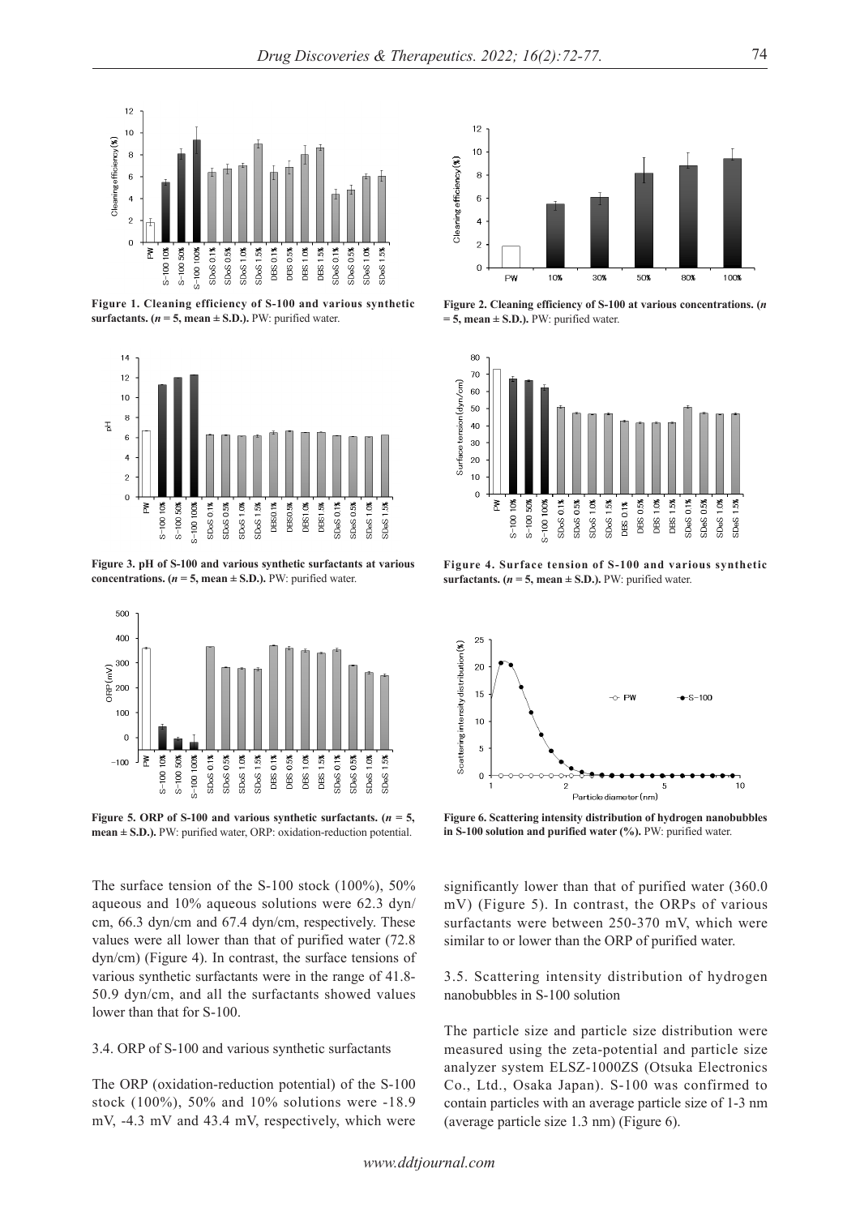Figure 1. Cleaning efficiency of S-100 and various synthetic surfactants. (*n* = 5, mean ± S.D.). PW: purified water.

Figure 2. Cleaning efficiency of S-100 at various concentrations. (*n* = 5, mean ± S.D.). PW: purified water.

Figure 3. pH of S-100 and various synthetic surfactants at various concentrations. (*n* = 5, mean ± S.D.). PW: purified water.

Figure 4. Surface tension of S-100 and various synthetic surfactants. (*n* = 5, mean ± S.D.). PW: purified water.

Figure 5. ORP of S-100 and various synthetic surfactants. (*n* = 5, mean ± S.D.). PW: purified water, ORP: oxidation-reduction potential.

Figure 6. Scattering intensity distribution of hydrogen nanobubbles in S-100 solution and purified water (%). PW: purified water.

The surface tension of the S-100 stock (100%), 50% aqueous and 10% aqueous solutions were 62.3 dyn/cm, 66.3 dyn/cm and 67.4 dyn/cm, respectively. These values were all lower than that of purified water (72.8 dyn/cm) (Figure 4). In contrast, the surface tensions of various synthetic surfactants were in the range of 41.8-50.9 dyn/cm, and all the surfactants showed values lower than that for S-100.

3.4. ORP of S-100 and various synthetic surfactants

The ORP (oxidation-reduction potential) of the S-100 stock (100%), 50% and 10% solutions were -18.9 mV, -4.3 mV and 43.4 mV, respectively, which were significantly lower than that of purified water (360.0 mV) (Figure 5). In contrast, the ORPs of various surfactants were between 250-370 mV, which were similar to or lower than the ORP of purified water.

3.5. Scattering intensity distribution of hydrogen nanobubbles in S-100 solution

The particle size and particle size distribution were measured using the zeta-potential and particle size analyzer system ELSZ-1000ZS (Otsuka Electronics Co., Ltd., Osaka Japan). S-100 was confirmed to contain particles with an average particle size of 1-3 nm (average particle size 1.3 nm) (Figure 6).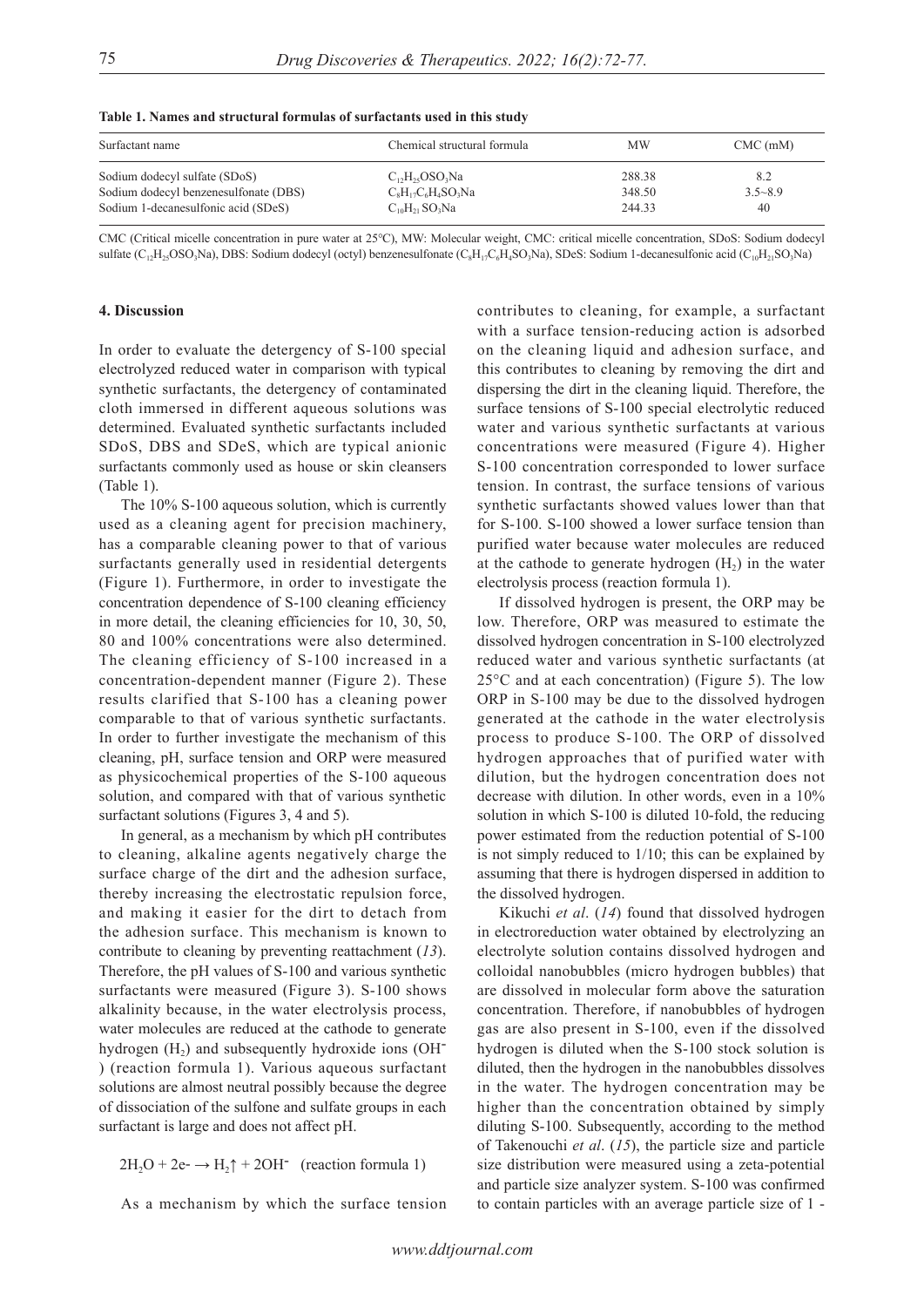**Table 1. Names and structural formulas of surfactants used in this study**

| Surfactant name | Chemical structural formula | MW | CMC (mM) |
|---|---|---|---|
| Sodium dodecyl sulfate (SDoS) | $C_{12}H_{25}OSO_3Na$ | 288.38 | 8.2 |
| Sodium dodecyl benzenesulfonate (DBS) | $C_8H_{17}C_6H_4SO_3Na$ | 348.50 | 3.5~8.9 |
| Sodium 1-decanesulfonic acid (SDeS) | $C_{10}H_{21}SO_3Na$ | 244.33 | 40 |

CMC (Critical micelle concentration in pure water at 25°C), MW: Molecular weight, CMC: critical micelle concentration, SDoS: Sodium dodecyl sulfate ($C_{12}H_{25}OSO_3Na$), DBS: Sodium dodecyl (octyl) benzenesulfonate ($C_8H_{17}C_6H_4SO_3Na$), SDeS: Sodium 1-decanesulfonic acid ($C_{10}H_{21}SO_3Na$)

## 4. Discussion

In order to evaluate the detergency of S-100 special electrolyzed reduced water in comparison with typical synthetic surfactants, the detergency of contaminated cloth immersed in different aqueous solutions was determined. Evaluated synthetic surfactants included SDoS, DBS and SDeS, which are typical anionic surfactants commonly used as house or skin cleansers (Table 1).

The 10% S-100 aqueous solution, which is currently used as a cleaning agent for precision machinery, has a comparable cleaning power to that of various surfactants generally used in residential detergents (Figure 1). Furthermore, in order to investigate the concentration dependence of S-100 cleaning efficiency in more detail, the cleaning efficiencies for 10, 30, 50, 80 and 100% concentrations were also determined. The cleaning efficiency of S-100 increased in a concentration-dependent manner (Figure 2). These results clarified that S-100 has a cleaning power comparable to that of various synthetic surfactants. In order to further investigate the mechanism of this cleaning, pH, surface tension and ORP were measured as physicochemical properties of the S-100 aqueous solution, and compared with that of various synthetic surfactant solutions (Figures 3, 4 and 5).

In general, as a mechanism by which pH contributes to cleaning, alkaline agents negatively charge the surface charge of the dirt and the adhesion surface, thereby increasing the electrostatic repulsion force, and making it easier for the dirt to detach from the adhesion surface. This mechanism is known to contribute to cleaning by preventing reattachment (*13*). Therefore, the pH values of S-100 and various synthetic surfactants were measured (Figure 3). S-100 shows alkalinity because, in the water electrolysis process, water molecules are reduced at the cathode to generate hydrogen ($H_2$) and subsequently hydroxide ions ($OH^-$) (reaction formula 1). Various aqueous surfactant solutions are almost neutral possibly because the degree of dissociation of the sulfone and sulfate groups in each surfactant is large and does not affect pH.

$$2H_2O + 2e^- \rightarrow H_2\uparrow + 2OH^- \quad \text{(reaction formula 1)}$$

As a mechanism by which the surface tension contributes to cleaning, for example, a surfactant with a surface tension-reducing action is adsorbed on the cleaning liquid and adhesion surface, and this contributes to cleaning by removing the dirt and dispersing the dirt in the cleaning liquid. Therefore, the surface tensions of S-100 special electrolytic reduced water and various synthetic surfactants at various concentrations were measured (Figure 4). Higher S-100 concentration corresponded to lower surface tension. In contrast, the surface tensions of various synthetic surfactants showed values lower than that for S-100. S-100 showed a lower surface tension than purified water because water molecules are reduced at the cathode to generate hydrogen ($H_2$) in the water electrolysis process (reaction formula 1).

If dissolved hydrogen is present, the ORP may be low. Therefore, ORP was measured to estimate the dissolved hydrogen concentration in S-100 electrolyzed reduced water and various synthetic surfactants (at 25°C and at each concentration) (Figure 5). The low ORP in S-100 may be due to the dissolved hydrogen generated at the cathode in the water electrolysis process to produce S-100. The ORP of dissolved hydrogen approaches that of purified water with dilution, but the hydrogen concentration does not decrease with dilution. In other words, even in a 10% solution in which S-100 is diluted 10-fold, the reducing power estimated from the reduction potential of S-100 is not simply reduced to 1/10; this can be explained by assuming that there is hydrogen dispersed in addition to the dissolved hydrogen.

Kikuchi *et al*. (*14*) found that dissolved hydrogen in electroreduction water obtained by electrolyzing an electrolyte solution contains dissolved hydrogen and colloidal nanobubbles (micro hydrogen bubbles) that are dissolved in molecular form above the saturation concentration. Therefore, if nanobubbles of hydrogen gas are also present in S-100, even if the dissolved hydrogen is diluted when the S-100 stock solution is diluted, then the hydrogen in the nanobubbles dissolves in the water. The hydrogen concentration may be higher than the concentration obtained by simply diluting S-100. Subsequently, according to the method of Takenouchi *et al*. (*15*), the particle size and particle size distribution were measured using a zeta-potential and particle size analyzer system. S-100 was confirmed to contain particles with an average particle size of 1 -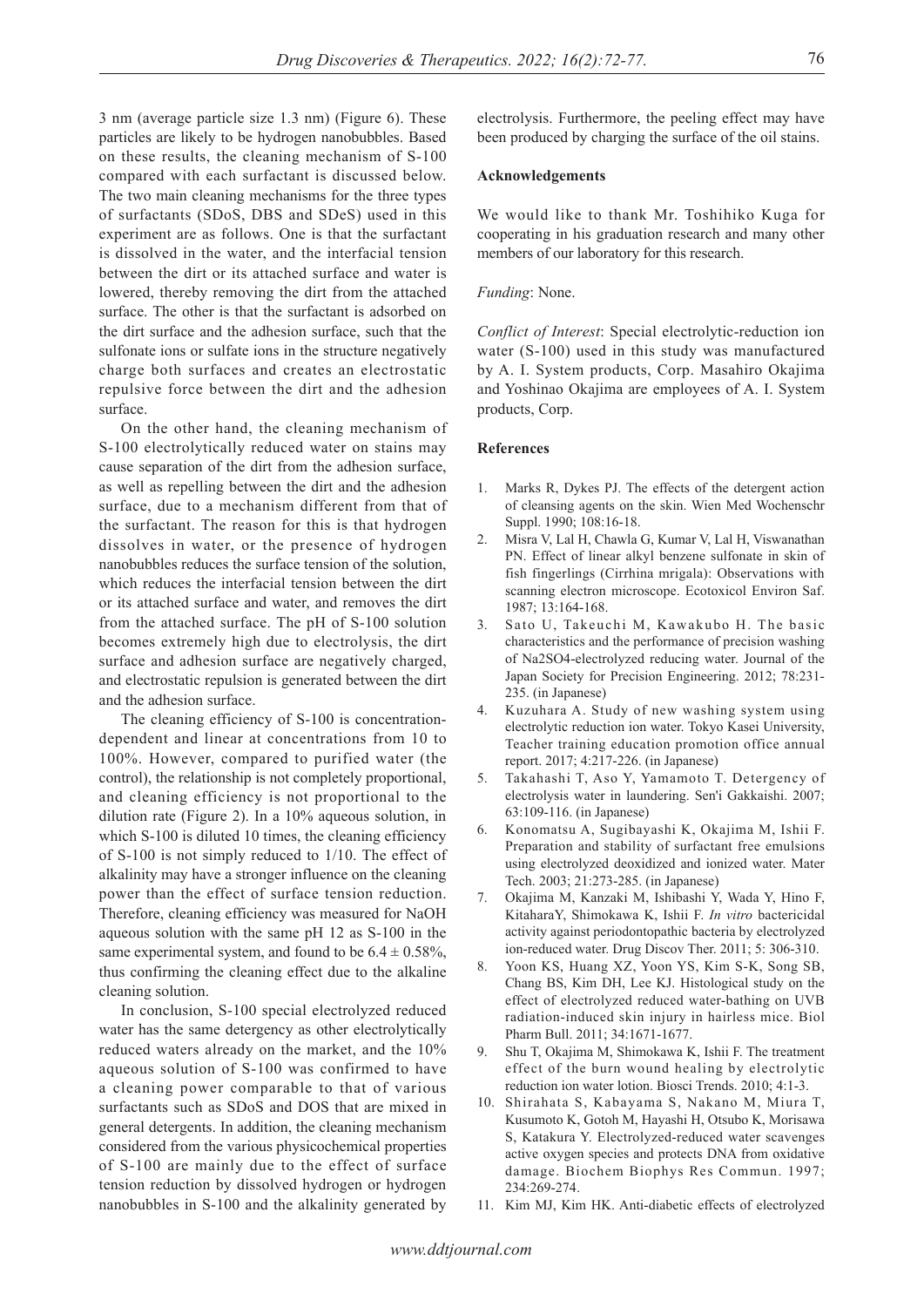3 nm (average particle size 1.3 nm) (Figure 6). These particles are likely to be hydrogen nanobubbles. Based on these results, the cleaning mechanism of S-100 compared with each surfactant is discussed below. The two main cleaning mechanisms for the three types of surfactants (SDoS, DBS and SDeS) used in this experiment are as follows. One is that the surfactant is dissolved in the water, and the interfacial tension between the dirt or its attached surface and water is lowered, thereby removing the dirt from the attached surface. The other is that the surfactant is adsorbed on the dirt surface and the adhesion surface, such that the sulfonate ions or sulfate ions in the structure negatively charge both surfaces and creates an electrostatic repulsive force between the dirt and the adhesion surface.

On the other hand, the cleaning mechanism of S-100 electrolytically reduced water on stains may cause separation of the dirt from the adhesion surface, as well as repelling between the dirt and the adhesion surface, due to a mechanism different from that of the surfactant. The reason for this is that hydrogen dissolves in water, or the presence of hydrogen nanobubbles reduces the surface tension of the solution, which reduces the interfacial tension between the dirt or its attached surface and water, and removes the dirt from the attached surface. The pH of S-100 solution becomes extremely high due to electrolysis, the dirt surface and adhesion surface are negatively charged, and electrostatic repulsion is generated between the dirt and the adhesion surface.

The cleaning efficiency of S-100 is concentration-dependent and linear at concentrations from 10 to 100%. However, compared to purified water (the control), the relationship is not completely proportional, and cleaning efficiency is not proportional to the dilution rate (Figure 2). In a 10% aqueous solution, in which S-100 is diluted 10 times, the cleaning efficiency of S-100 is not simply reduced to 1/10. The effect of alkalinity may have a stronger influence on the cleaning power than the effect of surface tension reduction. Therefore, cleaning efficiency was measured for NaOH aqueous solution with the same pH 12 as S-100 in the same experimental system, and found to be $6.4 \pm 0.58\%$, thus confirming the cleaning effect due to the alkaline cleaning solution.

In conclusion, S-100 special electrolyzed reduced water has the same detergency as other electrolytically reduced waters already on the market, and the 10% aqueous solution of S-100 was confirmed to have a cleaning power comparable to that of various surfactants such as SDoS and DOS that are mixed in general detergents. In addition, the cleaning mechanism considered from the various physicochemical properties of S-100 are mainly due to the effect of surface tension reduction by dissolved hydrogen or hydrogen nanobubbles in S-100 and the alkalinity generated by electrolysis. Furthermore, the peeling effect may have been produced by charging the surface of the oil stains.

### Acknowledgements

We would like to thank Mr. Toshihiko Kuga for cooperating in his graduation research and many other members of our laboratory for this research.

*Funding*: None.

*Conflict of Interest*: Special electrolytic-reduction ion water (S-100) used in this study was manufactured by A. I. System products, Corp. Masahiro Okajima and Yoshinao Okajima are employees of A. I. System products, Corp.

### References

1. Marks R, Dykes PJ. The effects of the detergent action of cleansing agents on the skin. Wien Med Wochenschr Suppl. 1990; 108:16-18.
2. Misra V, Lal H, Chawla G, Kumar V, Lal H, Viswanathan PN. Effect of linear alkyl benzene sulfonate in skin of fish fingerlings (Cirrhina mrigala): Observations with scanning electron microscope. Ecotoxicol Environ Saf. 1987; 13:164-168.
3. Sato U, Takeuchi M, Kawakubo H. The basic characteristics and the performance of precision washing of Na2SO4-electrolyzed reducing water. Journal of the Japan Society for Precision Engineering. 2012; 78:231-235. (in Japanese)
4. Kuzuhara A. Study of new washing system using electrolytic reduction ion water. Tokyo Kasei University, Teacher training education promotion office annual report. 2017; 4:217-226. (in Japanese)
5. Takahashi T, Aso Y, Yamamoto T. Detergency of electrolysis water in laundering. Sen'i Gakkaishi. 2007; 63:109-116. (in Japanese)
6. Konomatsu A, Sugibayashi K, Okajima M, Ishii F. Preparation and stability of surfactant free emulsions using electrolyzed deoxidized and ionized water. Mater Tech. 2003; 21:273-285. (in Japanese)
7. Okajima M, Kanzaki M, Ishibashi Y, Wada Y, Hino F, KitaharaY, Shimokawa K, Ishii F. *In vitro* bactericidal activity against periodontopathic bacteria by electrolyzed ion-reduced water. Drug Discov Ther. 2011; 5: 306-310.
8. Yoon KS, Huang XZ, Yoon YS, Kim S-K, Song SB, Chang BS, Kim DH, Lee KJ. Histological study on the effect of electrolyzed reduced water-bathing on UVB radiation-induced skin injury in hairless mice. Biol Pharm Bull. 2011; 34:1671-1677.
9. Shu T, Okajima M, Shimokawa K, Ishii F. The treatment effect of the burn wound healing by electrolytic reduction ion water lotion. Biosci Trends. 2010; 4:1-3.
10. Shirahata S, Kabayama S, Nakano M, Miura T, Kusumoto K, Gotoh M, Hayashi H, Otsubo K, Morisawa S, Katakura Y. Electrolyzed-reduced water scavenges active oxygen species and protects DNA from oxidative damage. Biochem Biophys Res Commun. 1997; 234:269-274.
11. Kim MJ, Kim HK. Anti-diabetic effects of electrolyzed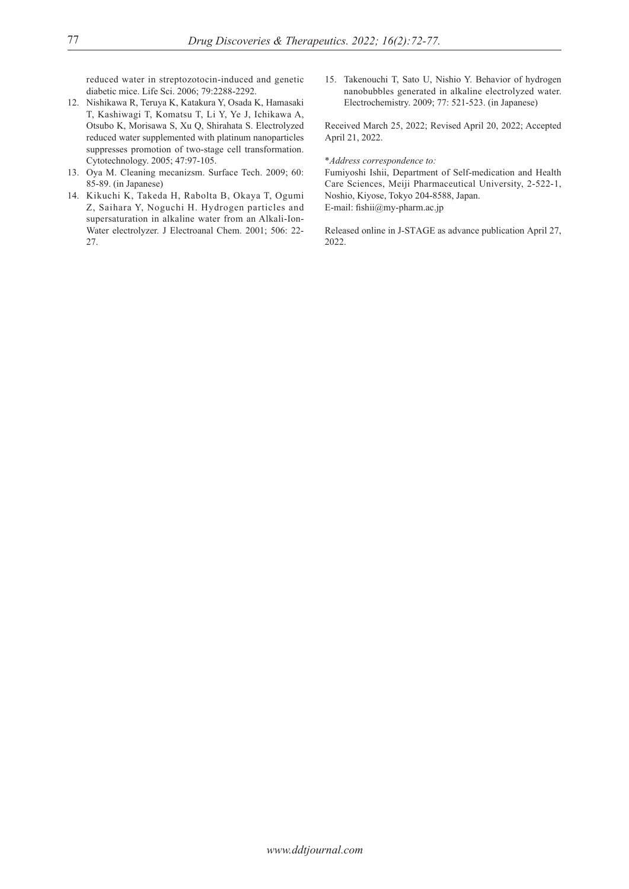reduced water in streptozotocin-induced and genetic diabetic mice. Life Sci. 2006; 79:2288-2292.

12. Nishikawa R, Teruya K, Katakura Y, Osada K, Hamasaki T, Kashiwagi T, Komatsu T, Li Y, Ye J, Ichikawa A, Otsubo K, Morisawa S, Xu Q, Shirahata S. Electrolyzed reduced water supplemented with platinum nanoparticles suppresses promotion of two-stage cell transformation. Cytotechnology. 2005; 47:97-105.
13. Oya M. Cleaning mecanizsm. Surface Tech. 2009; 60: 85-89. (in Japanese)
14. Kikuchi K, Takeda H, Rabolta B, Okaya T, Ogumi Z, Saihara Y, Noguchi H. Hydrogen particles and supersaturation in alkaline water from an Alkali-Ion-Water electrolyzer. J Electroanal Chem. 2001; 506: 22-27.
15. Takenouchi T, Sato U, Nishio Y. Behavior of hydrogen nanobubbles generated in alkaline electrolyzed water. Electrochemistry. 2009; 77: 521-523. (in Japanese)

Received March 25, 2022; Revised April 20, 2022; Accepted April 21, 2022.

\**Address correspondence to:*
Fumiyoshi Ishii, Department of Self-medication and Health Care Sciences, Meiji Pharmaceutical University, 2-522-1, Noshio, Kiyose, Tokyo 204-8588, Japan.
E-mail: fishii@my-pharm.ac.jp

Released online in J-STAGE as advance publication April 27, 2022.